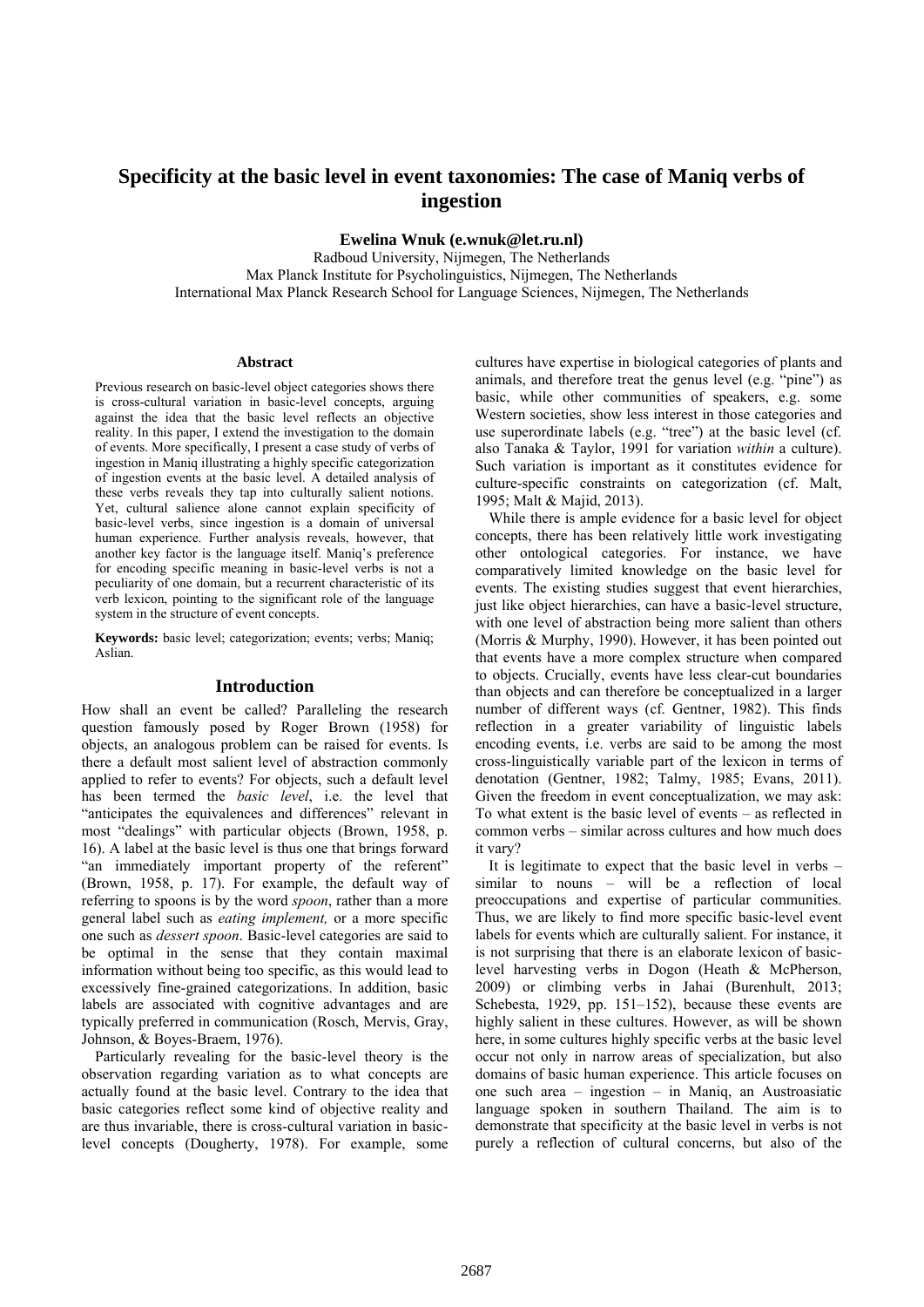# Specificity at the basic level in event taxonomies: The case of Maniq verbs of ingestion

**Ewelina Wnuk (e.wnuk@let.ru.nl)**

Radboud University, Nijmegen, The Netherlands
Max Planck Institute for Psycholinguistics, Nijmegen, The Netherlands
International Max Planck Research School for Language Sciences, Nijmegen, The Netherlands

## Abstract

Previous research on basic-level object categories shows there is cross-cultural variation in basic-level concepts, arguing against the idea that the basic level reflects an objective reality. In this paper, I extend the investigation to the domain of events. More specifically, I present a case study of verbs of ingestion in Maniq illustrating a highly specific categorization of ingestion events at the basic level. A detailed analysis of these verbs reveals they tap into culturally salient notions. Yet, cultural salience alone cannot explain specificity of basic-level verbs, since ingestion is a domain of universal human experience. Further analysis reveals, however, that another key factor is the language itself. Maniq's preference for encoding specific meaning in basic-level verbs is not a peculiarity of one domain, but a recurrent characteristic of its verb lexicon, pointing to the significant role of the language system in the structure of event concepts.

**Keywords:** basic level; categorization; events; verbs; Maniq; Aslian.

## Introduction

How shall an event be called? Paralleling the research question famously posed by Roger Brown (1958) for objects, an analogous problem can be raised for events. Is there a default most salient level of abstraction commonly applied to refer to events? For objects, such a default level has been termed the *basic level*, i.e. the level that "anticipates the equivalences and differences" relevant in most "dealings" with particular objects (Brown, 1958, p. 16). A label at the basic level is thus one that brings forward "an immediately important property of the referent" (Brown, 1958, p. 17). For example, the default way of referring to spoons is by the word *spoon*, rather than a more general label such as *eating implement,* or a more specific one such as *dessert spoon*. Basic-level categories are said to be optimal in the sense that they contain maximal information without being too specific, as this would lead to excessively fine-grained categorizations. In addition, basic labels are associated with cognitive advantages and are typically preferred in communication (Rosch, Mervis, Gray, Johnson, & Boyes-Braem, 1976).

Particularly revealing for the basic-level theory is the observation regarding variation as to what concepts are actually found at the basic level. Contrary to the idea that basic categories reflect some kind of objective reality and are thus invariable, there is cross-cultural variation in basic-level concepts (Dougherty, 1978). For example, some cultures have expertise in biological categories of plants and animals, and therefore treat the genus level (e.g. "pine") as basic, while other communities of speakers, e.g. some Western societies, show less interest in those categories and use superordinate labels (e.g. "tree") at the basic level (cf. also Tanaka & Taylor, 1991 for variation *within* a culture). Such variation is important as it constitutes evidence for culture-specific constraints on categorization (cf. Malt, 1995; Malt & Majid, 2013).

While there is ample evidence for a basic level for object concepts, there has been relatively little work investigating other ontological categories. For instance, we have comparatively limited knowledge on the basic level for events. The existing studies suggest that event hierarchies, just like object hierarchies, can have a basic-level structure, with one level of abstraction being more salient than others (Morris & Murphy, 1990). However, it has been pointed out that events have a more complex structure when compared to objects. Crucially, events have less clear-cut boundaries than objects and can therefore be conceptualized in a larger number of different ways (cf. Gentner, 1982). This finds reflection in a greater variability of linguistic labels encoding events, i.e. verbs are said to be among the most cross-linguistically variable part of the lexicon in terms of denotation (Gentner, 1982; Talmy, 1985; Evans, 2011). Given the freedom in event conceptualization, we may ask: To what extent is the basic level of events – as reflected in common verbs – similar across cultures and how much does it vary?

It is legitimate to expect that the basic level in verbs – similar to nouns – will be a reflection of local preoccupations and expertise of particular communities. Thus, we are likely to find more specific basic-level event labels for events which are culturally salient. For instance, it is not surprising that there is an elaborate lexicon of basic-level harvesting verbs in Dogon (Heath & McPherson, 2009) or climbing verbs in Jahai (Burenhult, 2013; Schebesta, 1929, pp. 151–152), because these events are highly salient in these cultures. However, as will be shown here, in some cultures highly specific verbs at the basic level occur not only in narrow areas of specialization, but also domains of basic human experience. This article focuses on one such area – ingestion – in Maniq, an Austroasiatic language spoken in southern Thailand. The aim is to demonstrate that specificity at the basic level in verbs is not purely a reflection of cultural concerns, but also of the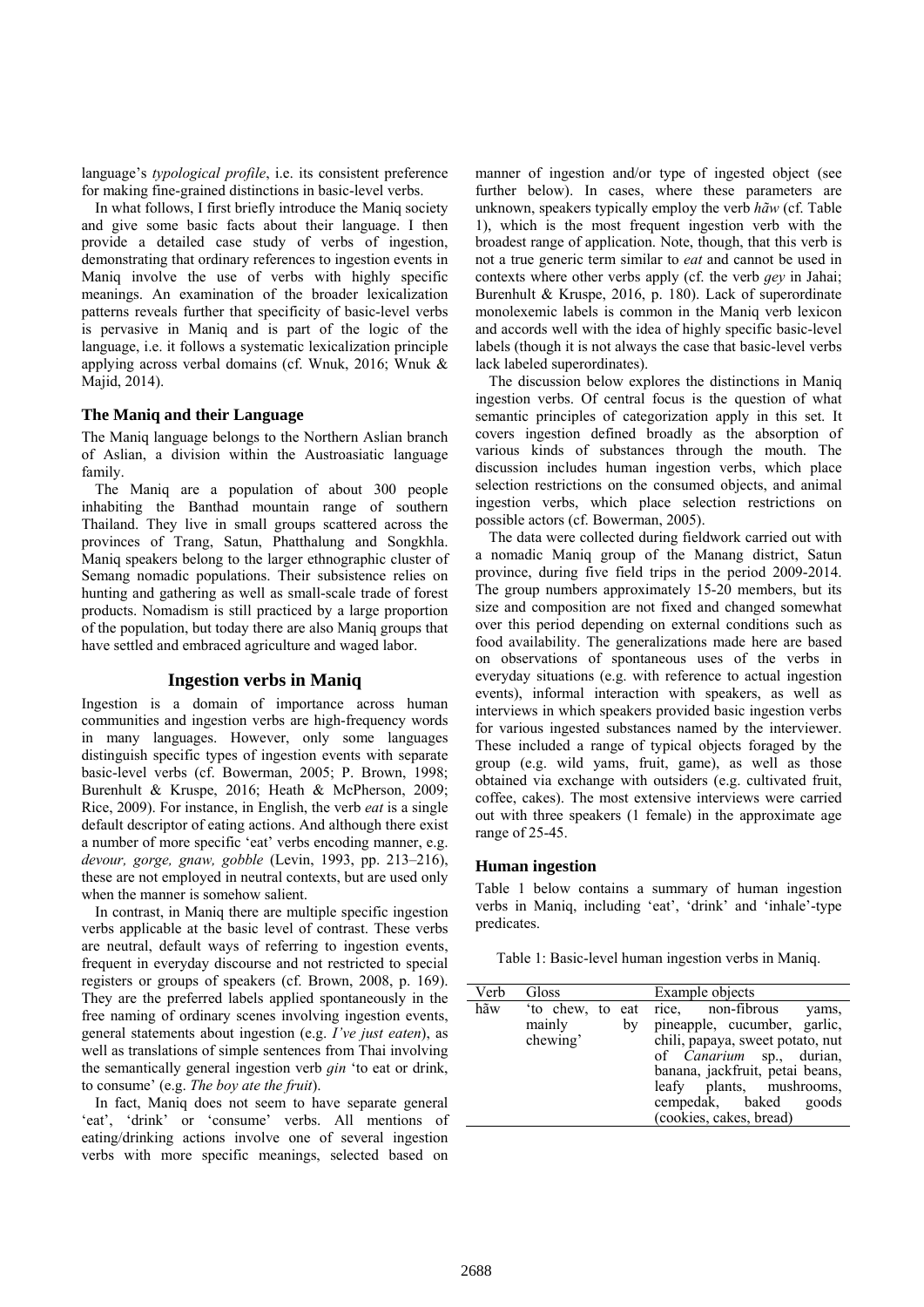language's *typological profile*, i.e. its consistent preference for making fine-grained distinctions in basic-level verbs.

In what follows, I first briefly introduce the Maniq society and give some basic facts about their language. I then provide a detailed case study of verbs of ingestion, demonstrating that ordinary references to ingestion events in Maniq involve the use of verbs with highly specific meanings. An examination of the broader lexicalization patterns reveals further that specificity of basic-level verbs is pervasive in Maniq and is part of the logic of the language, i.e. it follows a systematic lexicalization principle applying across verbal domains (cf. Wnuk, 2016; Wnuk & Majid, 2014).

### The Maniq and their Language

The Maniq language belongs to the Northern Aslian branch of Aslian, a division within the Austroasiatic language family.

The Maniq are a population of about 300 people inhabiting the Banthad mountain range of southern Thailand. They live in small groups scattered across the provinces of Trang, Satun, Phatthalung and Songkhla. Maniq speakers belong to the larger ethnographic cluster of Semang nomadic populations. Their subsistence relies on hunting and gathering as well as small-scale trade of forest products. Nomadism is still practiced by a large proportion of the population, but today there are also Maniq groups that have settled and embraced agriculture and waged labor.

## Ingestion verbs in Maniq

Ingestion is a domain of importance across human communities and ingestion verbs are high-frequency words in many languages. However, only some languages distinguish specific types of ingestion events with separate basic-level verbs (cf. Bowerman, 2005; P. Brown, 1998; Burenhult & Kruspe, 2016; Heath & McPherson, 2009; Rice, 2009). For instance, in English, the verb *eat* is a single default descriptor of eating actions. And although there exist a number of more specific 'eat' verbs encoding manner, e.g. *devour, gorge, gnaw, gobble* (Levin, 1993, pp. 213–216), these are not employed in neutral contexts, but are used only when the manner is somehow salient.

In contrast, in Maniq there are multiple specific ingestion verbs applicable at the basic level of contrast. These verbs are neutral, default ways of referring to ingestion events, frequent in everyday discourse and not restricted to special registers or groups of speakers (cf. Brown, 2008, p. 169). They are the preferred labels applied spontaneously in the free naming of ordinary scenes involving ingestion events, general statements about ingestion (e.g. *I've just eaten*), as well as translations of simple sentences from Thai involving the semantically general ingestion verb *gin* 'to eat or drink, to consume' (e.g. *The boy ate the fruit*).

In fact, Maniq does not seem to have separate general 'eat', 'drink' or 'consume' verbs. All mentions of eating/drinking actions involve one of several ingestion verbs with more specific meanings, selected based on manner of ingestion and/or type of ingested object (see further below). In cases, where these parameters are unknown, speakers typically employ the verb *hãw* (cf. Table 1), which is the most frequent ingestion verb with the broadest range of application. Note, though, that this verb is not a true generic term similar to *eat* and cannot be used in contexts where other verbs apply (cf. the verb *gey* in Jahai; Burenhult & Kruspe, 2016, p. 180). Lack of superordinate monolexemic labels is common in the Maniq verb lexicon and accords well with the idea of highly specific basic-level labels (though it is not always the case that basic-level verbs lack labeled superordinates).

The discussion below explores the distinctions in Maniq ingestion verbs. Of central focus is the question of what semantic principles of categorization apply in this set. It covers ingestion defined broadly as the absorption of various kinds of substances through the mouth. The discussion includes human ingestion verbs, which place selection restrictions on the consumed objects, and animal ingestion verbs, which place selection restrictions on possible actors (cf. Bowerman, 2005).

The data were collected during fieldwork carried out with a nomadic Maniq group of the Manang district, Satun province, during five field trips in the period 2009-2014. The group numbers approximately 15-20 members, but its size and composition are not fixed and changed somewhat over this period depending on external conditions such as food availability. The generalizations made here are based on observations of spontaneous uses of the verbs in everyday situations (e.g. with reference to actual ingestion events), informal interaction with speakers, as well as interviews in which speakers provided basic ingestion verbs for various ingested substances named by the interviewer. These included a range of typical objects foraged by the group (e.g. wild yams, fruit, game), as well as those obtained via exchange with outsiders (e.g. cultivated fruit, coffee, cakes). The most extensive interviews were carried out with three speakers (1 female) in the approximate age range of 25-45.

### Human ingestion

Table 1 below contains a summary of human ingestion verbs in Maniq, including 'eat', 'drink' and 'inhale'-type predicates.

Table 1: Basic-level human ingestion verbs in Maniq.

| Verb | Gloss | Example objects |
|---|---|---|
| hãw | 'to chew, to eat mainly by chewing' | rice, non-fibrous yams, pineapple, cucumber, garlic, chili, papaya, sweet potato, nut of *Canarium* sp., durian, banana, jackfruit, petai beans, leafy plants, mushrooms, cempedak, baked goods (cookies, cakes, bread) |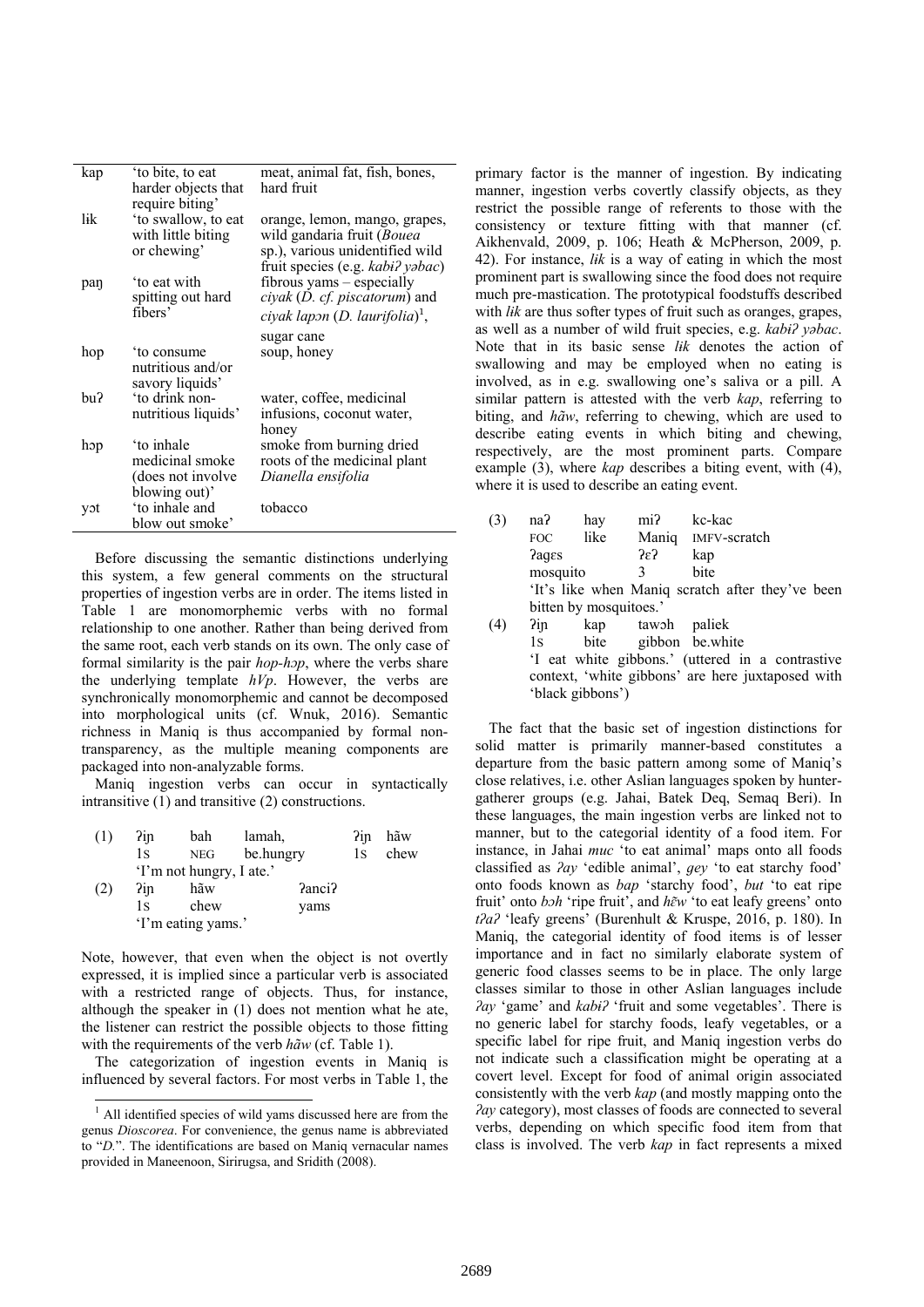| | | |
|---|---|---|
| kap | 'to bite, to eat harder objects that require biting' | meat, animal fat, fish, bones, hard fruit |
| lik | 'to swallow, to eat with little biting or chewing' | orange, lemon, mango, grapes, wild gandaria fruit (*Bouea* sp.), various unidentified wild fruit species (e.g. *kabiʔ yəbac*) |
| paŋ | 'to eat with spitting out hard fibers' | fibrous yams – especially *ciyak* (*D. cf. piscatorum*) and *ciyak lapɔn* (*D. laurifolia*)[1], sugar cane |
| hop | 'to consume nutritious and/or savory liquids' | soup, honey |
| buʔ | 'to drink non-nutritious liquids' | water, coffee, medicinal infusions, coconut water, honey |
| hɔp | 'to inhale medicinal smoke (does not involve blowing out)' | smoke from burning dried roots of the medicinal plant *Dianella ensifolia* |
| yɔt | 'to inhale and blow out smoke' | tobacco |

Before discussing the semantic distinctions underlying this system, a few general comments on the structural properties of ingestion verbs are in order. The items listed in Table 1 are monomorphemic verbs with no formal relationship to one another. Rather than being derived from the same root, each verb stands on its own. The only case of formal similarity is the pair *hop-hɔp*, where the verbs share the underlying template *hVp*. However, the verbs are synchronically monomorphemic and cannot be decomposed into morphological units (cf. Wnuk, 2016). Semantic richness in Maniq is thus accompanied by formal non-transparency, as the multiple meaning components are packaged into non-analyzable forms.

Maniq ingestion verbs can occur in syntactically intransitive (1) and transitive (2) constructions.

(1) ʔiɲ bah lamah, ʔiɲ hãw
1S NEG be.hungry 1S chew
'I'm not hungry, I ate.'

(2) ʔiɲ hãw ʔanciʔ
1S chew yams
'I'm eating yams.'

Note, however, that even when the object is not overtly expressed, it is implied since a particular verb is associated with a restricted range of objects. Thus, for instance, although the speaker in (1) does not mention what he ate, the listener can restrict the possible objects to those fitting with the requirements of the verb *hãw* (cf. Table 1).

The categorization of ingestion events in Maniq is influenced by several factors. For most verbs in Table 1, the primary factor is the manner of ingestion. By indicating manner, ingestion verbs covertly classify objects, as they restrict the possible range of referents to those with the consistency or texture fitting with that manner (cf. Aikhenvald, 2009, p. 106; Heath & McPherson, 2009, p. 42). For instance, *lik* is a way of eating in which the most prominent part is swallowing since the food does not require much pre-mastication. The prototypical foodstuffs described with *lik* are thus softer types of fruit such as oranges, grapes, as well as a number of wild fruit species, e.g. *kabiʔ yəbac*. Note that in its basic sense *lik* denotes the action of swallowing and may be employed when no eating is involved, as in e.g. swallowing one's saliva or a pill. A similar pattern is attested with the verb *kap*, referring to biting, and *hãw*, referring to chewing, which are used to describe eating events in which biting and chewing, respectively, are the most prominent parts. Compare example (3), where *kap* describes a biting event, with (4), where it is used to describe an eating event.

(3) naʔ hay miʔ kc-kac
FOC like Maniq IMFV-scratch
ʔagɛs ʔɛʔ kap
mosquito 3 bite
'It's like when Maniq scratch after they've been bitten by mosquitoes.'

(4) ʔiɲ kap tawɔh paliek
1S bite gibbon be.white
'I eat white gibbons.' (uttered in a contrastive context, 'white gibbons' are here juxtaposed with 'black gibbons')

The fact that the basic set of ingestion distinctions for solid matter is primarily manner-based constitutes a departure from the basic pattern among some of Maniq's close relatives, i.e. other Aslian languages spoken by hunter-gatherer groups (e.g. Jahai, Batek Deq, Semaq Beri). In these languages, the main ingestion verbs are linked not to manner, but to the categorial identity of a food item. For instance, in Jahai *muc* 'to eat animal' maps onto all foods classified as *ʔay* 'edible animal', *gey* 'to eat starchy food' onto foods known as *bap* 'starchy food', *but* 'to eat ripe fruit' onto *bɔh* 'ripe fruit', and *hɛ̃w* 'to eat leafy greens' onto *tʔaʔ* 'leafy greens' (Burenhult & Kruspe, 2016, p. 180). In Maniq, the categorial identity of food items is of lesser importance and in fact no similarly elaborate system of generic food classes seems to be in place. The only large classes similar to those in other Aslian languages include *ʔay* 'game' and *kabiʔ* 'fruit and some vegetables'. There is no generic label for starchy foods, leafy vegetables, or a specific label for ripe fruit, and Maniq ingestion verbs do not indicate such a classification might be operating at a covert level. Except for food of animal origin associated consistently with the verb *kap* (and mostly mapping onto the *ʔay* category), most classes of foods are connected to several verbs, depending on which specific food item from that class is involved. The verb *kap* in fact represents a mixed

[1] All identified species of wild yams discussed here are from the genus *Dioscorea*. For convenience, the genus name is abbreviated to "*D.*". The identifications are based on Maniq vernacular names provided in Maneenoon, Sirirugsa, and Sridith (2008).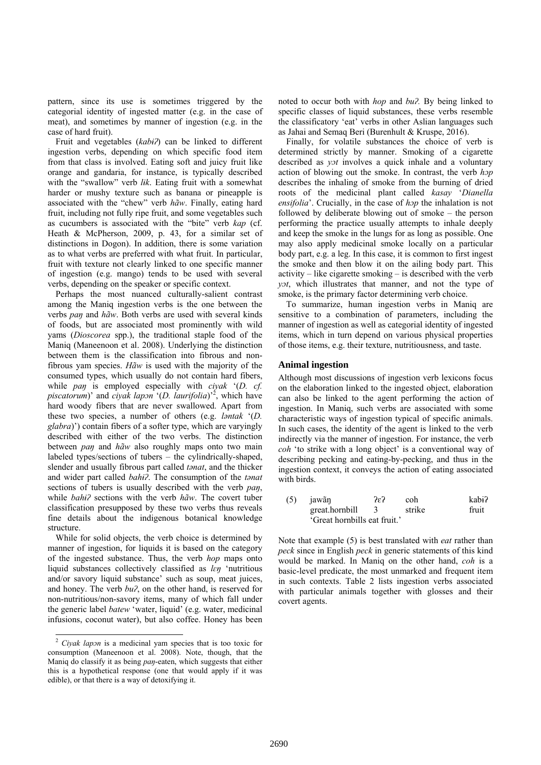pattern, since its use is sometimes triggered by the categorial identity of ingested matter (e.g. in the case of meat), and sometimes by manner of ingestion (e.g. in the case of hard fruit).

Fruit and vegetables (*kabiʔ*) can be linked to different ingestion verbs, depending on which specific food item from that class is involved. Eating soft and juicy fruit like orange and gandaria, for instance, is typically described with the "swallow" verb *lik*. Eating fruit with a somewhat harder or mushy texture such as banana or pineapple is associated with the "chew" verb *hãw*. Finally, eating hard fruit, including not fully ripe fruit, and some vegetables such as cucumbers is associated with the "bite" verb *kap* (cf. Heath & McPherson, 2009, p. 43, for a similar set of distinctions in Dogon). In addition, there is some variation as to what verbs are preferred with what fruit. In particular, fruit with texture not clearly linked to one specific manner of ingestion (e.g. mango) tends to be used with several verbs, depending on the speaker or specific context.

Perhaps the most nuanced culturally-salient contrast among the Maniq ingestion verbs is the one between the verbs *paŋ* and *hãw*. Both verbs are used with several kinds of foods, but are associated most prominently with wild yams (*Dioscorea* spp.), the traditional staple food of the Maniq (Maneenoon et al. 2008). Underlying the distinction between them is the classification into fibrous and non-fibrous yam species. *Hãw* is used with the majority of the consumed types, which usually do not contain hard fibers, while *paŋ* is employed especially with *ciyak* '(*D. cf. piscatorum*)' and *ciyak lapɔn* '(*D. laurifolia*)'[2], which have hard woody fibers that are never swallowed. Apart from these two species, a number of others (e.g. *ləntak* '(*D. glabra*)') contain fibers of a softer type, which are varyingly described with either of the two verbs. The distinction between *paŋ* and *hãw* also roughly maps onto two main labeled types/sections of tubers – the cylindrically-shaped, slender and usually fibrous part called *tənat*, and the thicker and wider part called *bahiʔ*. The consumption of the *tənat* sections of tubers is usually described with the verb *paŋ*, while *bahiʔ* sections with the verb *hãw*. The covert tuber classification presupposed by these two verbs thus reveals fine details about the indigenous botanical knowledge structure.

While for solid objects, the verb choice is determined by manner of ingestion, for liquids it is based on the category of the ingested substance. Thus, the verb *hop* maps onto liquid substances collectively classified as *lɛŋ* 'nutritious and/or savory liquid substance' such as soup, meat juices, and honey. The verb *buʔ*, on the other hand, is reserved for non-nutritious/non-savory items, many of which fall under the generic label *batew* 'water, liquid' (e.g. water, medicinal infusions, coconut water), but also coffee. Honey has been noted to occur both with *hop* and *buʔ*. By being linked to specific classes of liquid substances, these verbs resemble the classificatory 'eat' verbs in other Aslian languages such as Jahai and Semaq Beri (Burenhult & Kruspe, 2016).

Finally, for volatile substances the choice of verb is determined strictly by manner. Smoking of a cigarette described as *yɔt* involves a quick inhale and a voluntary action of blowing out the smoke. In contrast, the verb *hɔp* describes the inhaling of smoke from the burning of dried roots of the medicinal plant called *kasay* '*Dianella ensifolia*'. Crucially, in the case of *hɔp* the inhalation is not followed by deliberate blowing out of smoke – the person performing the practice usually attempts to inhale deeply and keep the smoke in the lungs for as long as possible. One may also apply medicinal smoke locally on a particular body part, e.g. a leg. In this case, it is common to first ingest the smoke and then blow it on the ailing body part. This activity – like cigarette smoking – is described with the verb *yɔt*, which illustrates that manner, and not the type of smoke, is the primary factor determining verb choice.

To summarize, human ingestion verbs in Maniq are sensitive to a combination of parameters, including the manner of ingestion as well as categorial identity of ingested items, which in turn depend on various physical properties of those items, e.g. their texture, nutritiousness, and taste.

## Animal ingestion

Although most discussions of ingestion verb lexicons focus on the elaboration linked to the ingested object, elaboration can also be linked to the agent performing the action of ingestion. In Maniq, such verbs are associated with some characteristic ways of ingestion typical of specific animals. In such cases, the identity of the agent is linked to the verb indirectly via the manner of ingestion. For instance, the verb *coh* 'to strike with a long object' is a conventional way of describing pecking and eating-by-pecking, and thus in the ingestion context, it conveys the action of eating associated with birds.

(5) jawãŋ ʔɛʔ coh kabiʔ
great.hornbill 3 strike fruit
'Great hornbills eat fruit.'

Note that example (5) is best translated with *eat* rather than *peck* since in English *peck* in generic statements of this kind would be marked. In Maniq on the other hand, *coh* is a basic-level predicate, the most unmarked and frequent item in such contexts. Table 2 lists ingestion verbs associated with particular animals together with glosses and their covert agents.

[2] *Ciyak lapɔn* is a medicinal yam species that is too toxic for consumption (Maneenoon et al. 2008). Note, though, that the Maniq do classify it as being *paŋ*-eaten, which suggests that either this is a hypothetical response (one that would apply if it was edible), or that there is a way of detoxifying it.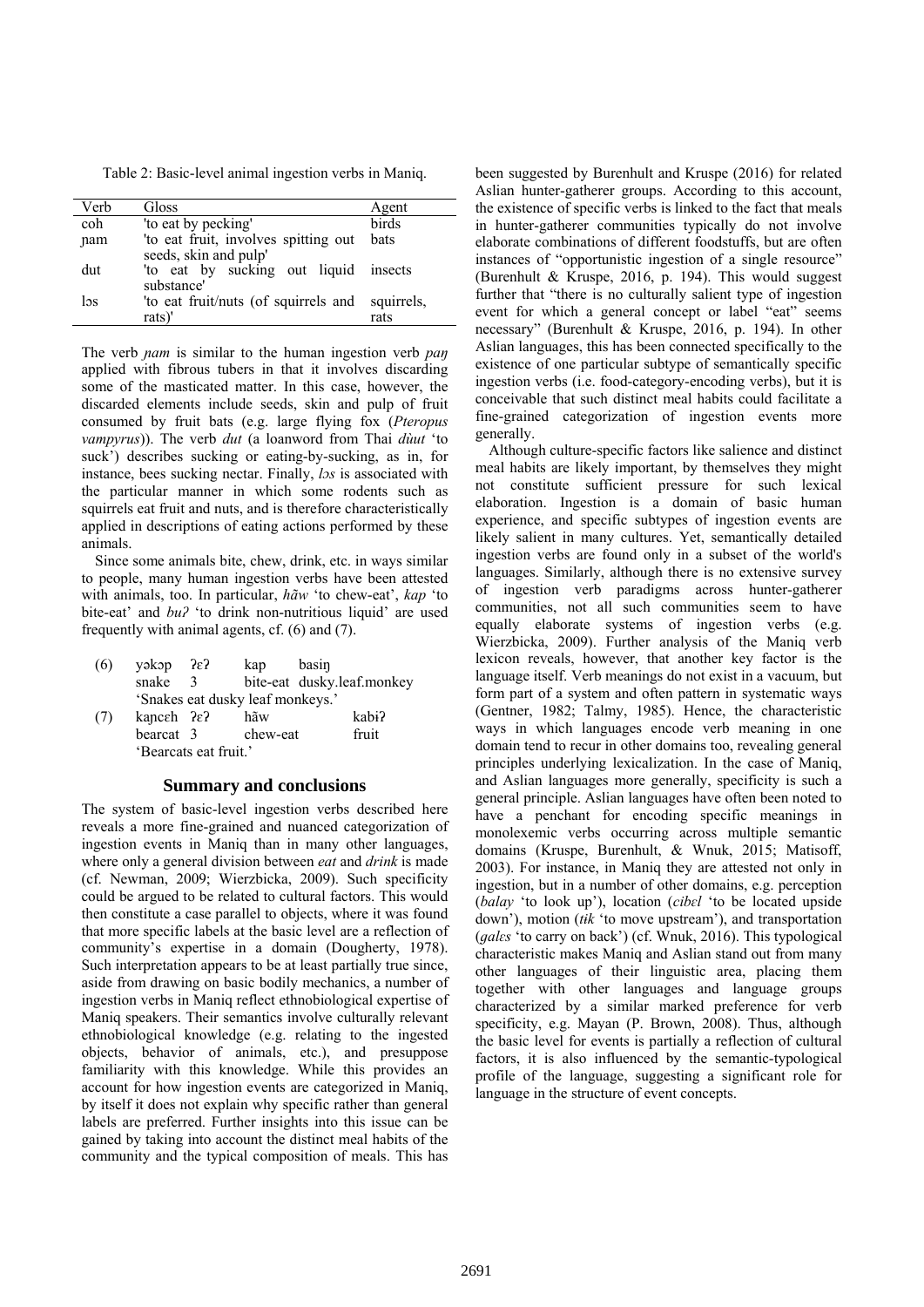Table 2: Basic-level animal ingestion verbs in Maniq.

| Verb | Gloss | Agent |
|---|---|---|
| coh | 'to eat by pecking' | birds |
| ɲam | 'to eat fruit, involves spitting out seeds, skin and pulp' | bats |
| dut | 'to eat by sucking out liquid substance' | insects |
| lɔs | 'to eat fruit/nuts (of squirrels and rats)' | squirrels, rats |

The verb *ɲam* is similar to the human ingestion verb *paŋ* applied with fibrous tubers in that it involves discarding some of the masticated matter. In this case, however, the discarded elements include seeds, skin and pulp of fruit consumed by fruit bats (e.g. large flying fox (*Pteropus vampyrus*)). The verb *dut* (a loanword from Thai *dùut* 'to suck') describes sucking or eating-by-sucking, as in, for instance, bees sucking nectar. Finally, *lɔs* is associated with the particular manner in which some rodents such as squirrels eat fruit and nuts, and is therefore characteristically applied in descriptions of eating actions performed by these animals.

Since some animals bite, chew, drink, etc. in ways similar to people, many human ingestion verbs have been attested with animals, too. In particular, *hãw* 'to chew-eat', *kap* 'to bite-eat' and *buʔ* 'to drink non-nutritious liquid' are used frequently with animal agents, cf. (6) and (7).

(6) yəkɔp ʔɛʔ kap basiŋ
    snake 3 bite-eat dusky.leaf.monkey
    'Snakes eat dusky leaf monkeys.'

(7) kaɲcɛh ʔɛʔ hãw kabiʔ
    bearcat 3 chew-eat fruit
    'Bearcats eat fruit.'

## Summary and conclusions

The system of basic-level ingestion verbs described here reveals a more fine-grained and nuanced categorization of ingestion events in Maniq than in many other languages, where only a general division between *eat* and *drink* is made (cf. Newman, 2009; Wierzbicka, 2009). Such specificity could be argued to be related to cultural factors. This would then constitute a case parallel to objects, where it was found that more specific labels at the basic level are a reflection of community's expertise in a domain (Dougherty, 1978). Such interpretation appears to be at least partially true since, aside from drawing on basic bodily mechanics, a number of ingestion verbs in Maniq reflect ethnobiological expertise of Maniq speakers. Their semantics involve culturally relevant ethnobiological knowledge (e.g. relating to the ingested objects, behavior of animals, etc.), and presuppose familiarity with this knowledge. While this provides an account for how ingestion events are categorized in Maniq, by itself it does not explain why specific rather than general labels are preferred. Further insights into this issue can be gained by taking into account the distinct meal habits of the community and the typical composition of meals. This has been suggested by Burenhult and Kruspe (2016) for related Aslian hunter-gatherer groups. According to this account, the existence of specific verbs is linked to the fact that meals in hunter-gatherer communities typically do not involve elaborate combinations of different foodstuffs, but are often instances of "opportunistic ingestion of a single resource" (Burenhult & Kruspe, 2016, p. 194). This would suggest further that "there is no culturally salient type of ingestion event for which a general concept or label "eat" seems necessary" (Burenhult & Kruspe, 2016, p. 194). In other Aslian languages, this has been connected specifically to the existence of one particular subtype of semantically specific ingestion verbs (i.e. food-category-encoding verbs), but it is conceivable that such distinct meal habits could facilitate a fine-grained categorization of ingestion events more generally.

Although culture-specific factors like salience and distinct meal habits are likely important, by themselves they might not constitute sufficient pressure for such lexical elaboration. Ingestion is a domain of basic human experience, and specific subtypes of ingestion events are likely salient in many cultures. Yet, semantically detailed ingestion verbs are found only in a subset of the world's languages. Similarly, although there is no extensive survey of ingestion verb paradigms across hunter-gatherer communities, not all such communities seem to have equally elaborate systems of ingestion verbs (e.g. Wierzbicka, 2009). Further analysis of the Maniq verb lexicon reveals, however, that another key factor is the language itself. Verb meanings do not exist in a vacuum, but form part of a system and often pattern in systematic ways (Gentner, 1982; Talmy, 1985). Hence, the characteristic ways in which languages encode verb meaning in one domain tend to recur in other domains too, revealing general principles underlying lexicalization. In the case of Maniq, and Aslian languages more generally, specificity is such a general principle. Aslian languages have often been noted to have a penchant for encoding specific meanings in monolexemic verbs occurring across multiple semantic domains (Kruspe, Burenhult, & Wnuk, 2015; Matisoff, 2003). For instance, in Maniq they are attested not only in ingestion, but in a number of other domains, e.g. perception (*balay* 'to look up'), location (*cibɛl* 'to be located upside down'), motion (*tik* 'to move upstream'), and transportation (*galɛs* 'to carry on back') (cf. Wnuk, 2016). This typological characteristic makes Maniq and Aslian stand out from many other languages of their linguistic area, placing them together with other languages and language groups characterized by a similar marked preference for verb specificity, e.g. Mayan (P. Brown, 2008). Thus, although the basic level for events is partially a reflection of cultural factors, it is also influenced by the semantic-typological profile of the language, suggesting a significant role for language in the structure of event concepts.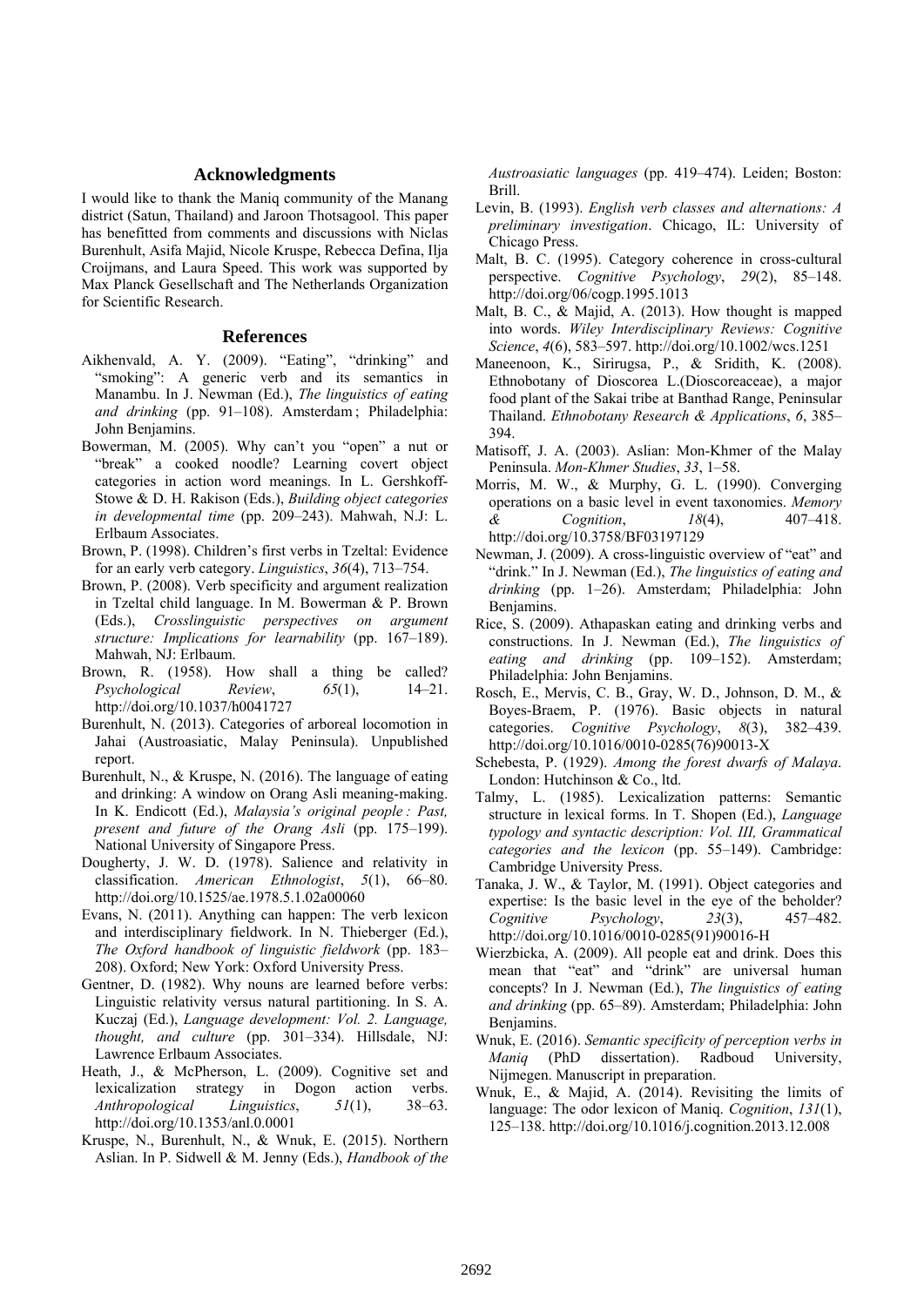## Acknowledgments

I would like to thank the Maniq community of the Manang district (Satun, Thailand) and Jaroon Thotsagool. This paper has benefitted from comments and discussions with Niclas Burenhult, Asifa Majid, Nicole Kruspe, Rebecca Defina, Ilja Croijmans, and Laura Speed. This work was supported by Max Planck Gesellschaft and The Netherlands Organization for Scientific Research.

## References

Aikhenvald, A. Y. (2009). "Eating", "drinking" and "smoking": A generic verb and its semantics in Manambu. In J. Newman (Ed.), *The linguistics of eating and drinking* (pp. 91–108). Amsterdam ; Philadelphia: John Benjamins.

Bowerman, M. (2005). Why can't you "open" a nut or "break" a cooked noodle? Learning covert object categories in action word meanings. In L. Gershkoff-Stowe & D. H. Rakison (Eds.), *Building object categories in developmental time* (pp. 209–243). Mahwah, N.J: L. Erlbaum Associates.

Brown, P. (1998). Children's first verbs in Tzeltal: Evidence for an early verb category. *Linguistics*, *36*(4), 713–754.

Brown, P. (2008). Verb specificity and argument realization in Tzeltal child language. In M. Bowerman & P. Brown (Eds.), *Crosslinguistic perspectives on argument structure: Implications for learnability* (pp. 167–189). Mahwah, NJ: Erlbaum.

Brown, R. (1958). How shall a thing be called? *Psychological Review*, *65*(1), 14–21. http://doi.org/10.1037/h0041727

Burenhult, N. (2013). Categories of arboreal locomotion in Jahai (Austroasiatic, Malay Peninsula). Unpublished report.

Burenhult, N., & Kruspe, N. (2016). The language of eating and drinking: A window on Orang Asli meaning-making. In K. Endicott (Ed.), *Malaysia's original people : Past, present and future of the Orang Asli* (pp. 175–199). National University of Singapore Press.

Dougherty, J. W. D. (1978). Salience and relativity in classification. *American Ethnologist*, *5*(1), 66–80. http://doi.org/10.1525/ae.1978.5.1.02a00060

Evans, N. (2011). Anything can happen: The verb lexicon and interdisciplinary fieldwork. In N. Thieberger (Ed.), *The Oxford handbook of linguistic fieldwork* (pp. 183–208). Oxford; New York: Oxford University Press.

Gentner, D. (1982). Why nouns are learned before verbs: Linguistic relativity versus natural partitioning. In S. A. Kuczaj (Ed.), *Language development: Vol. 2. Language, thought, and culture* (pp. 301–334). Hillsdale, NJ: Lawrence Erlbaum Associates.

Heath, J., & McPherson, L. (2009). Cognitive set and lexicalization strategy in Dogon action verbs. *Anthropological Linguistics*, *51*(1), 38–63. http://doi.org/10.1353/anl.0.0001

Kruspe, N., Burenhult, N., & Wnuk, E. (2015). Northern Aslian. In P. Sidwell & M. Jenny (Eds.), *Handbook of the Austroasiatic languages* (pp. 419–474). Leiden; Boston: Brill.

Levin, B. (1993). *English verb classes and alternations: A preliminary investigation*. Chicago, IL: University of Chicago Press.

Malt, B. C. (1995). Category coherence in cross-cultural perspective. *Cognitive Psychology*, *29*(2), 85–148. http://doi.org/06/cogp.1995.1013

Malt, B. C., & Majid, A. (2013). How thought is mapped into words. *Wiley Interdisciplinary Reviews: Cognitive Science*, *4*(6), 583–597. http://doi.org/10.1002/wcs.1251

Maneenoon, K., Sirirugsa, P., & Sridith, K. (2008). Ethnobotany of Dioscorea L.(Dioscoreaceae), a major food plant of the Sakai tribe at Banthad Range, Peninsular Thailand. *Ethnobotany Research & Applications*, *6*, 385–394.

Matisoff, J. A. (2003). Aslian: Mon-Khmer of the Malay Peninsula. *Mon-Khmer Studies*, *33*, 1–58.

Morris, M. W., & Murphy, G. L. (1990). Converging operations on a basic level in event taxonomies. *Memory & Cognition*, *18*(4), 407–418. http://doi.org/10.3758/BF03197129

Newman, J. (2009). A cross-linguistic overview of "eat" and "drink." In J. Newman (Ed.), *The linguistics of eating and drinking* (pp. 1–26). Amsterdam; Philadelphia: John Benjamins.

Rice, S. (2009). Athapaskan eating and drinking verbs and constructions. In J. Newman (Ed.), *The linguistics of eating and drinking* (pp. 109–152). Amsterdam; Philadelphia: John Benjamins.

Rosch, E., Mervis, C. B., Gray, W. D., Johnson, D. M., & Boyes-Braem, P. (1976). Basic objects in natural categories. *Cognitive Psychology*, *8*(3), 382–439. http://doi.org/10.1016/0010-0285(76)90013-X

Schebesta, P. (1929). *Among the forest dwarfs of Malaya*. London: Hutchinson & Co., ltd.

Talmy, L. (1985). Lexicalization patterns: Semantic structure in lexical forms. In T. Shopen (Ed.), *Language typology and syntactic description: Vol. III, Grammatical categories and the lexicon* (pp. 55–149). Cambridge: Cambridge University Press.

Tanaka, J. W., & Taylor, M. (1991). Object categories and expertise: Is the basic level in the eye of the beholder? *Cognitive Psychology*, *23*(3), 457–482. http://doi.org/10.1016/0010-0285(91)90016-H

Wierzbicka, A. (2009). All people eat and drink. Does this mean that "eat" and "drink" are universal human concepts? In J. Newman (Ed.), *The linguistics of eating and drinking* (pp. 65–89). Amsterdam; Philadelphia: John Benjamins.

Wnuk, E. (2016). *Semantic specificity of perception verbs in Maniq* (PhD dissertation). Radboud University, Nijmegen. Manuscript in preparation.

Wnuk, E., & Majid, A. (2014). Revisiting the limits of language: The odor lexicon of Maniq. *Cognition*, *131*(1), 125–138. http://doi.org/10.1016/j.cognition.2013.12.008